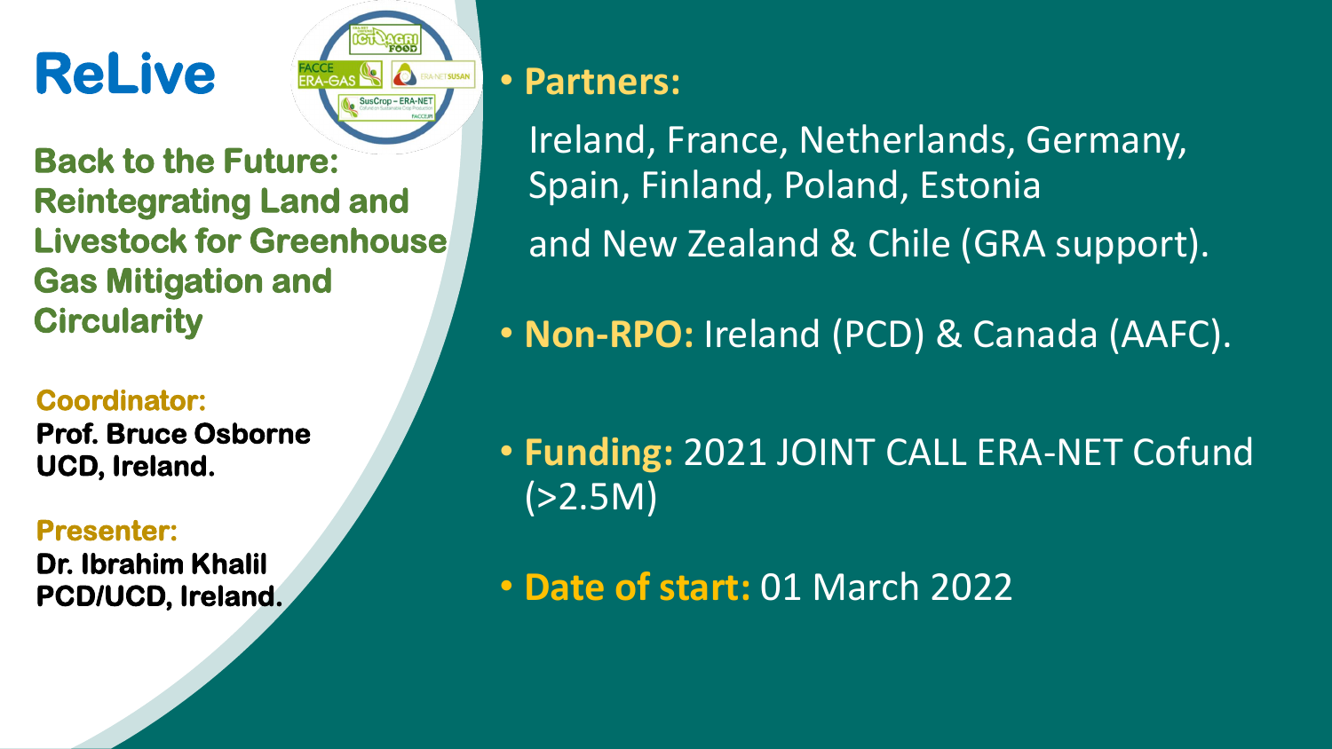# ReLive

## Back to the Future: Reintegrating Land and Livestock for Greenhouse Gas Mitigation and Circularity

**Coordinator:**
**Prof. Bruce Osborne**
**UCD, Ireland.**

**Presenter:**
**Dr. Ibrahim Khalil**
**PCD/UCD, Ireland.**

- **Partners:**
  Ireland, France, Netherlands, Germany, Spain, Finland, Poland, Estonia
  and New Zealand & Chile (GRA support).

- **Non-RPO:** Ireland (PCD) & Canada (AAFC).

- **Funding:** 2021 JOINT CALL ERA-NET Cofund (>2.5M)

- **Date of start:** 01 March 2022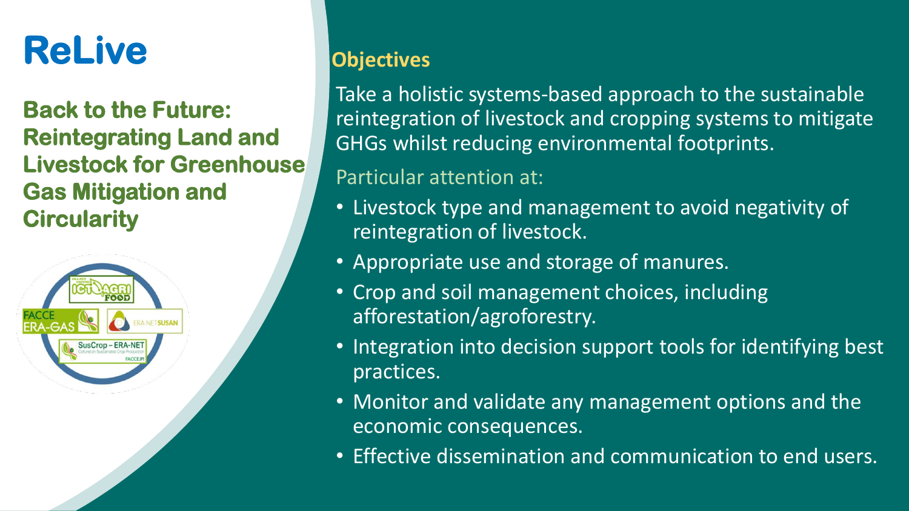# ReLive

## Back to the Future: Reintegrating Land and Livestock for Greenhouse Gas Mitigation and Circularity

### Objectives

Take a holistic systems-based approach to the sustainable reintegration of livestock and cropping systems to mitigate GHGs whilst reducing environmental footprints.

Particular attention at:

- Livestock type and management to avoid negativity of reintegration of livestock.
- Appropriate use and storage of manures.
- Crop and soil management choices, including afforestation/agroforestry.
- Integration into decision support tools for identifying best practices.
- Monitor and validate any management options and the economic consequences.
- Effective dissemination and communication to end users.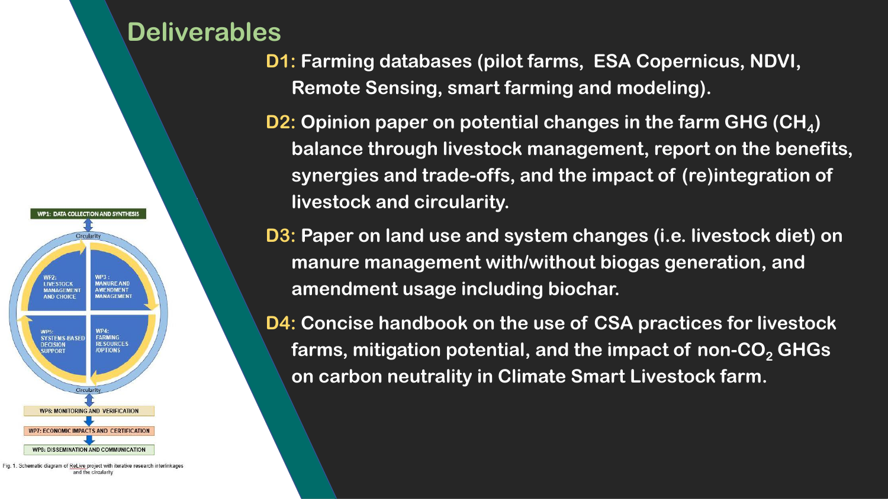# Deliverables

**D1:** Farming databases (pilot farms, ESA Copernicus, NDVI, Remote Sensing, smart farming and modeling).

**D2:** Opinion paper on potential changes in the farm GHG ($CH_4$) balance through livestock management, report on the benefits, synergies and trade-offs, and the impact of (re)integration of livestock and circularity.

**D3:** Paper on land use and system changes (i.e. livestock diet) on manure management with/without biogas generation, and amendment usage including biochar.

**D4:** Concise handbook on the use of CSA practices for livestock farms, mitigation potential, and the impact of non-$CO_2$ GHGs on carbon neutrality in Climate Smart Livestock farm.

WP1: DATA COLLECTION AND SYNTHESIS

Circularity

WP2: LIVESTOCK MANAGEMENT AND CHOICE

WP3: MANURE AND AMENDMENT MANAGEMENT

WP5: SYSTEMS-BASED DECISION SUPPORT

WP4: FARMING RESOURCES /OPTIONS

Circularity

WP6: MONITORING AND VERIFICATION

WP7: ECONOMIC IMPACTS AND CERTIFICATION

WP8: DISSEMINATION AND COMMUNICATION

Fig. 1. Schematic diagram of ReLive project with iterative research interlinkages and the circularity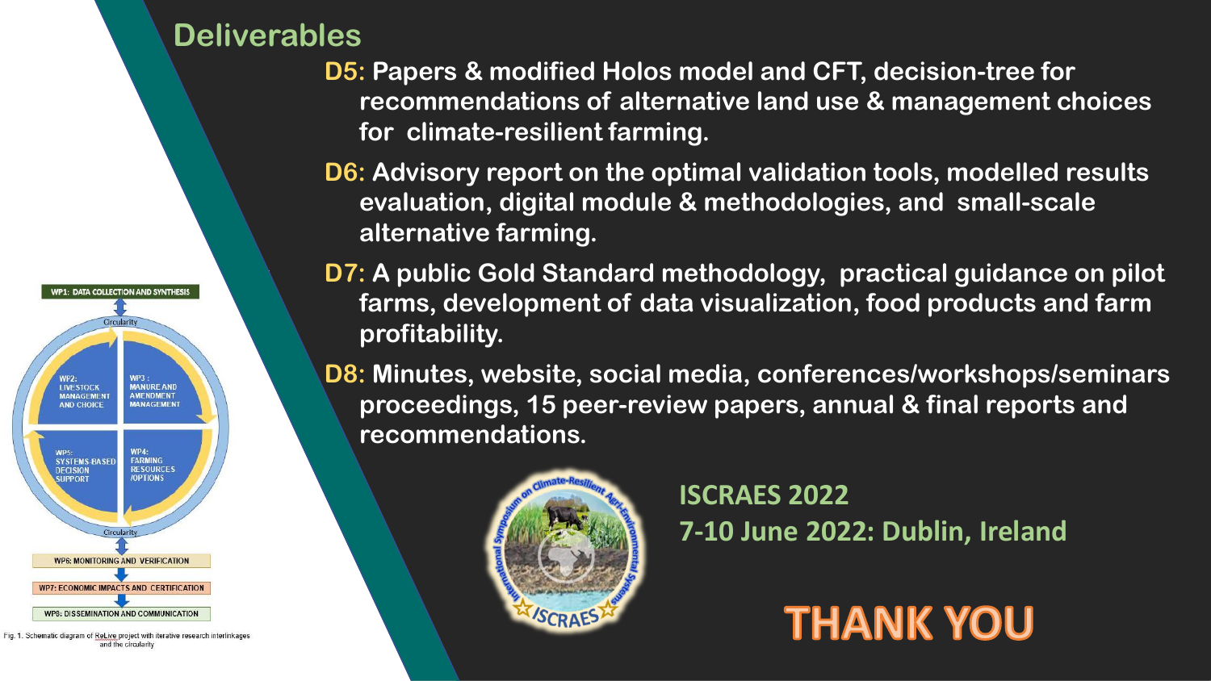## Deliverables

**D5:** Papers & modified Holos model and CFT, decision-tree for recommendations of alternative land use & management choices for climate-resilient farming.

**D6:** Advisory report on the optimal validation tools, modelled results evaluation, digital module & methodologies, and small-scale alternative farming.

**D7:** A public Gold Standard methodology, practical guidance on pilot farms, development of data visualization, food products and farm profitability.

**D8:** Minutes, website, social media, conferences/workshops/seminars proceedings, 15 peer-review papers, annual & final reports and recommendations.

WP1: DATA COLLECTION AND SYNTHESIS

Circularity

WP2: LIVESTOCK MANAGEMENT AND CHOICE

WP3: MANURE AND AMENDMENT MANAGEMENT

WP5: SYSTEMS-BASED DECISION SUPPORT

WP4: FARMING RESOURCES /OPTIONS

Circularity

WP6: MONITORING AND VERIFICATION

WP7: ECONOMIC IMPACTS AND CERTIFICATION

WP8: DISSEMINATION AND COMMUNICATION

Fig. 1. Schematic diagram of ReLive project with iterative research interlinkages and the circularity

**ISCRAES 2022**

**7-10 June 2022: Dublin, Ireland**

# THANK YOU